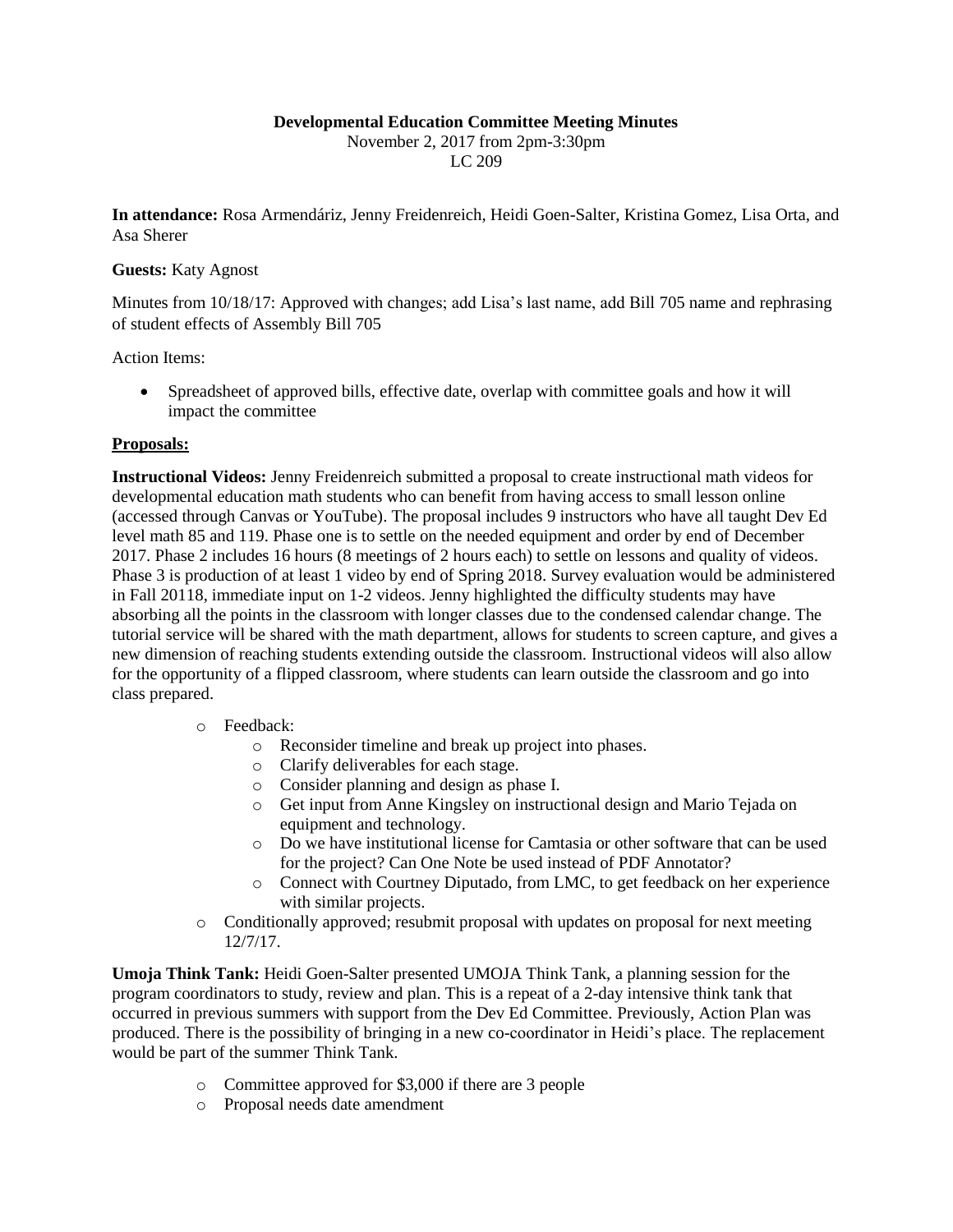**Developmental Education Committee Meeting Minutes**

November 2, 2017 from 2pm-3:30pm

LC 209

**In attendance:** Rosa Armendáriz, Jenny Freidenreich, Heidi Goen-Salter, Kristina Gomez, Lisa Orta, and Asa Sherer

**Guests:** Katy Agnost

Minutes from 10/18/17: Approved with changes; add Lisa's last name, add Bill 705 name and rephrasing of student effects of Assembly Bill 705

Action Items:

- Spreadsheet of approved bills, effective date, overlap with committee goals and how it will impact the committee

**Proposals:**

**Instructional Videos:** Jenny Freidenreich submitted a proposal to create instructional math videos for developmental education math students who can benefit from having access to small lesson online (accessed through Canvas or YouTube). The proposal includes 9 instructors who have all taught Dev Ed level math 85 and 119. Phase one is to settle on the needed equipment and order by end of December 2017. Phase 2 includes 16 hours (8 meetings of 2 hours each) to settle on lessons and quality of videos. Phase 3 is production of at least 1 video by end of Spring 2018. Survey evaluation would be administered in Fall 20118, immediate input on 1-2 videos. Jenny highlighted the difficulty students may have absorbing all the points in the classroom with longer classes due to the condensed calendar change. The tutorial service will be shared with the math department, allows for students to screen capture, and gives a new dimension of reaching students extending outside the classroom. Instructional videos will also allow for the opportunity of a flipped classroom, where students can learn outside the classroom and go into class prepared.

- Feedback:
  - Reconsider timeline and break up project into phases.
  - Clarify deliverables for each stage.
  - Consider planning and design as phase I.
  - Get input from Anne Kingsley on instructional design and Mario Tejada on equipment and technology.
  - Do we have institutional license for Camtasia or other software that can be used for the project? Can One Note be used instead of PDF Annotator?
  - Connect with Courtney Diputado, from LMC, to get feedback on her experience with similar projects.
- Conditionally approved; resubmit proposal with updates on proposal for next meeting 12/7/17.

**Umoja Think Tank:** Heidi Goen-Salter presented UMOJA Think Tank, a planning session for the program coordinators to study, review and plan. This is a repeat of a 2-day intensive think tank that occurred in previous summers with support from the Dev Ed Committee. Previously, Action Plan was produced. There is the possibility of bringing in a new co-coordinator in Heidi's place. The replacement would be part of the summer Think Tank.

- Committee approved for $3,000 if there are 3 people
- Proposal needs date amendment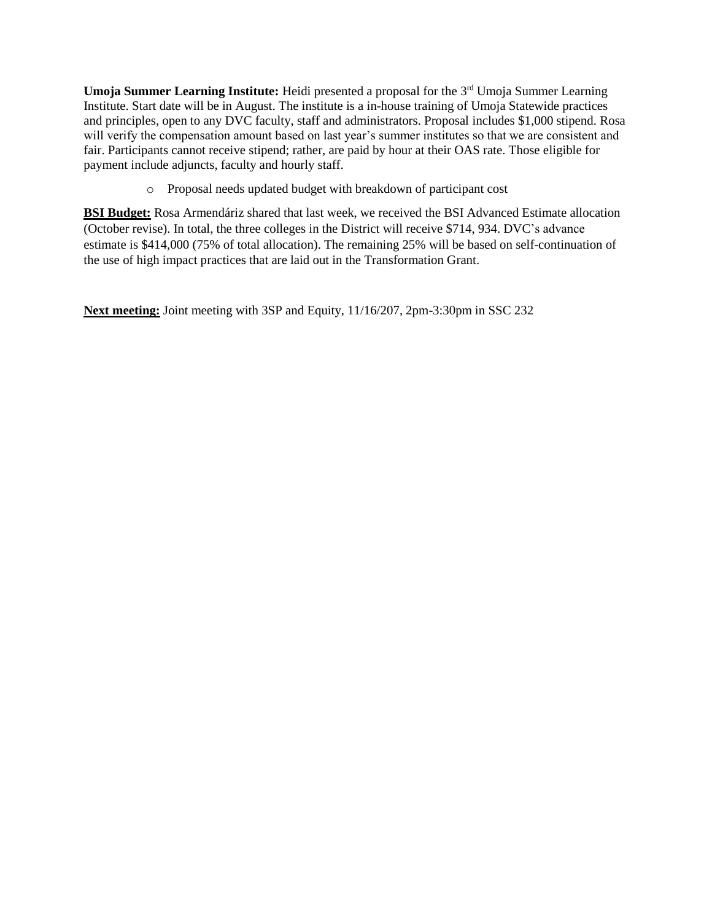**Umoja Summer Learning Institute:** Heidi presented a proposal for the 3rd Umoja Summer Learning Institute. Start date will be in August. The institute is a in-house training of Umoja Statewide practices and principles, open to any DVC faculty, staff and administrators. Proposal includes $1,000 stipend. Rosa will verify the compensation amount based on last year's summer institutes so that we are consistent and fair. Participants cannot receive stipend; rather, are paid by hour at their OAS rate. Those eligible for payment include adjuncts, faculty and hourly staff.

- Proposal needs updated budget with breakdown of participant cost

**BSI Budget:** Rosa Armendáriz shared that last week, we received the BSI Advanced Estimate allocation (October revise). In total, the three colleges in the District will receive $714, 934. DVC's advance estimate is $414,000 (75% of total allocation). The remaining 25% will be based on self-continuation of the use of high impact practices that are laid out in the Transformation Grant.

**Next meeting:** Joint meeting with 3SP and Equity, 11/16/207, 2pm-3:30pm in SSC 232